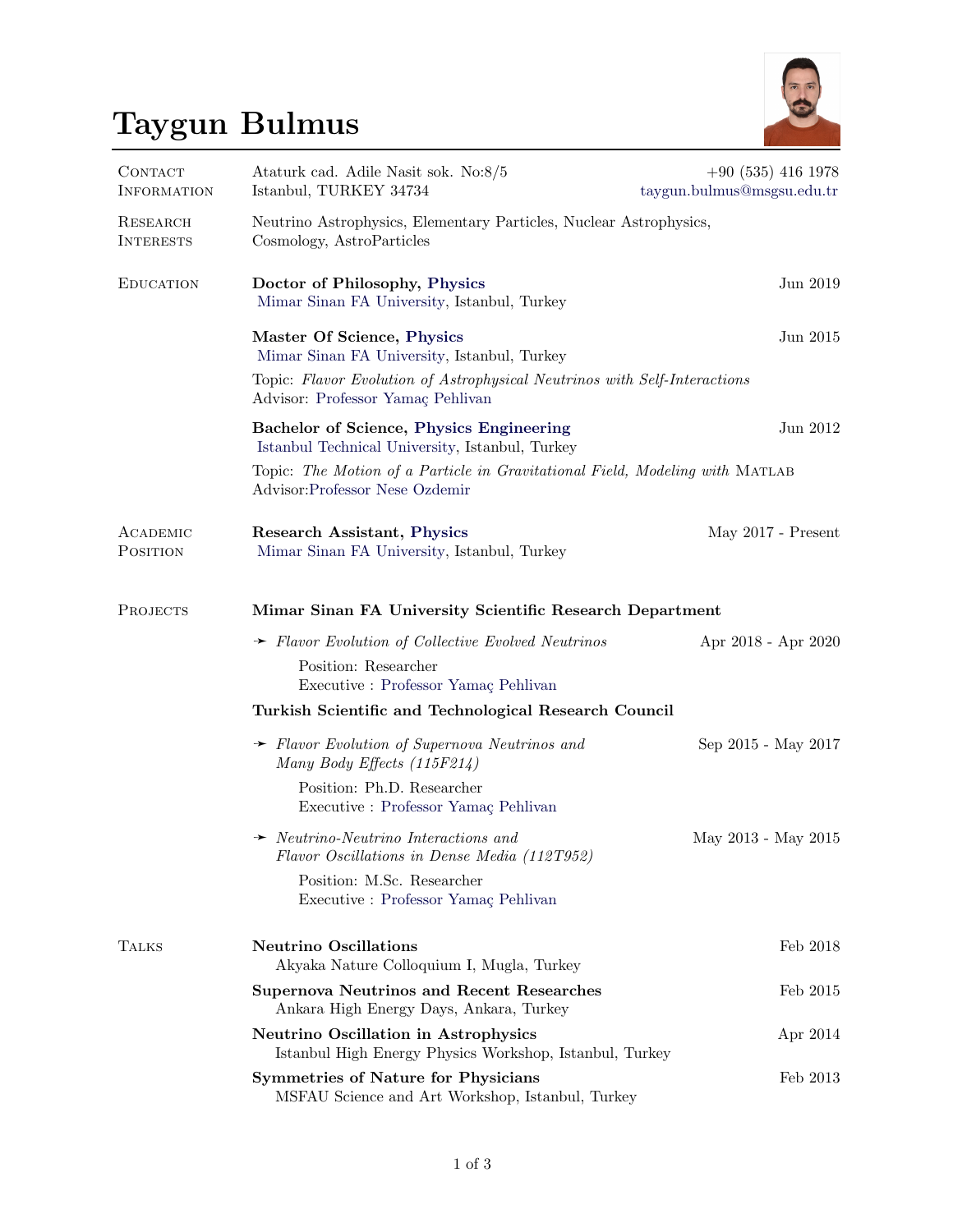# Taygun Bulmus

## Contact Information

Ataturk cad. Adile Nasit sok. No:8/5
Istanbul, TURKEY 34734

+90 (535) 416 1978
taygun.bulmus@msgsu.edu.tr

## Research Interests

Neutrino Astrophysics, Elementary Particles, Nuclear Astrophysics, Cosmology, AstroParticles

## Education

**Doctor of Philosophy, Physics** — Jun 2019
Mimar Sinan FA University, Istanbul, Turkey

**Master Of Science, Physics** — Jun 2015
Mimar Sinan FA University, Istanbul, Turkey
Topic: *Flavor Evolution of Astrophysical Neutrinos with Self-Interactions*
Advisor: Professor Yamaç Pehlivan

**Bachelor of Science, Physics Engineering** — Jun 2012
Istanbul Technical University, Istanbul, Turkey
Topic: *The Motion of a Particle in Gravitational Field, Modeling with* MATLAB
Advisor: Professor Nese Ozdemir

## Academic Position

**Research Assistant, Physics** — May 2017 - Present
Mimar Sinan FA University, Istanbul, Turkey

## Projects

**Mimar Sinan FA University Scientific Research Department**

- *Flavor Evolution of Collective Evolved Neutrinos* — Apr 2018 - Apr 2020
  Position: Researcher
  Executive : Professor Yamaç Pehlivan

**Turkish Scientific and Technological Research Council**

- *Flavor Evolution of Supernova Neutrinos and Many Body Effects (115F214)* — Sep 2015 - May 2017
  Position: Ph.D. Researcher
  Executive : Professor Yamaç Pehlivan
- *Neutrino-Neutrino Interactions and Flavor Oscillations in Dense Media (112T952)* — May 2013 - May 2015
  Position: M.Sc. Researcher
  Executive : Professor Yamaç Pehlivan

## Talks

**Neutrino Oscillations** — Feb 2018
Akyaka Nature Colloquium I, Mugla, Turkey

**Supernova Neutrinos and Recent Researches** — Feb 2015
Ankara High Energy Days, Ankara, Turkey

**Neutrino Oscillation in Astrophysics** — Apr 2014
Istanbul High Energy Physics Workshop, Istanbul, Turkey

**Symmetries of Nature for Physicians** — Feb 2013
MSFAU Science and Art Workshop, Istanbul, Turkey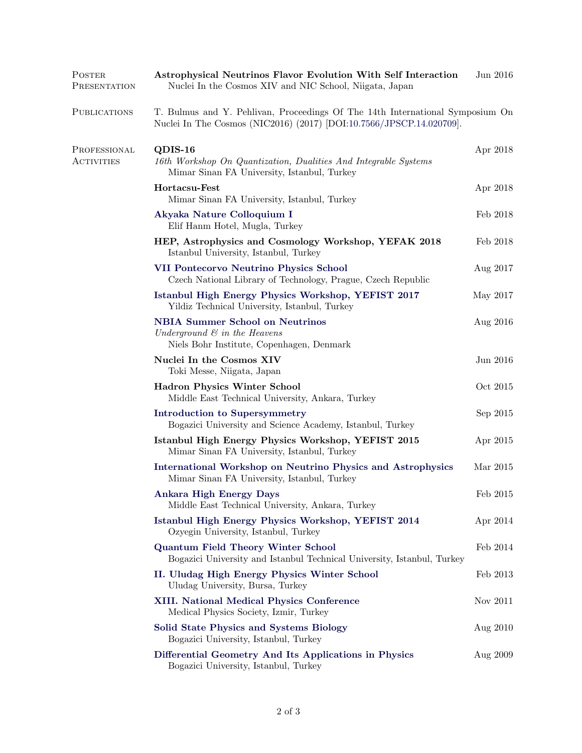## Poster Presentation

**Astrophysical Neutrinos Flavor Evolution With Self Interaction** — Jun 2016
Nuclei In the Cosmos XIV and NIC School, Niigata, Japan

## Publications

T. Bulmus and Y. Pehlivan, Proceedings Of The 14th International Symposium On Nuclei In The Cosmos (NIC2016) (2017) [DOI:10.7566/JPSCP.14.020709].

## Professional Activities

**QDIS-16** — Apr 2018
*16th Workshop On Quantization, Dualities And Integrable Systems*
Mimar Sinan FA University, Istanbul, Turkey

**Hortacsu-Fest** — Apr 2018
Mimar Sinan FA University, Istanbul, Turkey

**Akyaka Nature Colloquium I** — Feb 2018
Elif Hanm Hotel, Mugla, Turkey

**HEP, Astrophysics and Cosmology Workshop, YEFAK 2018** — Feb 2018
Istanbul University, Istanbul, Turkey

**VII Pontecorvo Neutrino Physics School** — Aug 2017
Czech National Library of Technology, Prague, Czech Republic

**Istanbul High Energy Physics Workshop, YEFIST 2017** — May 2017
Yildiz Technical University, Istanbul, Turkey

**NBIA Summer School on Neutrinos** — Aug 2016
*Underground & in the Heavens*
Niels Bohr Institute, Copenhagen, Denmark

**Nuclei In the Cosmos XIV** — Jun 2016
Toki Messe, Niigata, Japan

**Hadron Physics Winter School** — Oct 2015
Middle East Technical University, Ankara, Turkey

**Introduction to Supersymmetry** — Sep 2015
Bogazici University and Science Academy, Istanbul, Turkey

**Istanbul High Energy Physics Workshop, YEFIST 2015** — Apr 2015
Mimar Sinan FA University, Istanbul, Turkey

**International Workshop on Neutrino Physics and Astrophysics** — Mar 2015
Mimar Sinan FA University, Istanbul, Turkey

**Ankara High Energy Days** — Feb 2015
Middle East Technical University, Ankara, Turkey

**Istanbul High Energy Physics Workshop, YEFIST 2014** — Apr 2014
Ozyegin University, Istanbul, Turkey

**Quantum Field Theory Winter School** — Feb 2014
Bogazici University and Istanbul Technical University, Istanbul, Turkey

**II. Uludag High Energy Physics Winter School** — Feb 2013
Uludag University, Bursa, Turkey

**XIII. National Medical Physics Conference** — Nov 2011
Medical Physics Society, Izmir, Turkey

**Solid State Physics and Systems Biology** — Aug 2010
Bogazici University, Istanbul, Turkey

**Differential Geometry And Its Applications in Physics** — Aug 2009
Bogazici University, Istanbul, Turkey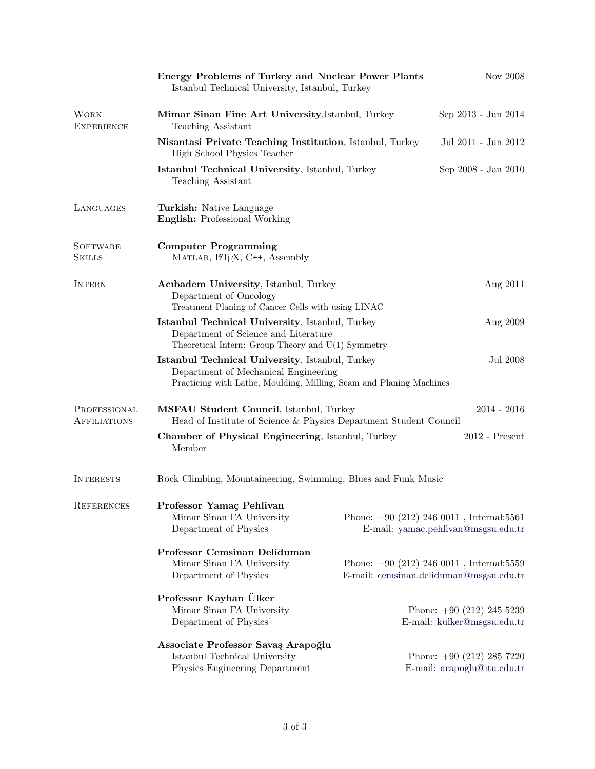**Energy Problems of Turkey and Nuclear Power Plants** — Nov 2008
Istanbul Technical University, Istanbul, Turkey

## Work Experience

**Mimar Sinan Fine Art University**, Istanbul, Turkey — Sep 2013 - Jun 2014
Teaching Assistant

**Nisantasi Private Teaching Institution**, Istanbul, Turkey — Jul 2011 - Jun 2012
High School Physics Teacher

**Istanbul Technical University**, Istanbul, Turkey — Sep 2008 - Jan 2010
Teaching Assistant

## Languages

**Turkish:** Native Language
**English:** Professional Working

## Software Skills

**Computer Programming**
MATLAB, LaTeX, C++, Assembly

## Intern

**Acıbadem University**, Istanbul, Turkey — Aug 2011
Department of Oncology
Treatment Planing of Cancer Cells with using LINAC

**Istanbul Technical University**, Istanbul, Turkey — Aug 2009
Department of Science and Literature
Theoretical Intern: Group Theory and U(1) Symmetry

**Istanbul Technical University**, Istanbul, Turkey — Jul 2008
Department of Mechanical Engineering
Practicing with Lathe, Moulding, Milling, Seam and Planing Machines

## Professional Affiliations

**MSFAU Student Council**, Istanbul, Turkey — 2014 - 2016
Head of Institute of Science & Physics Department Student Council

**Chamber of Physical Engineering**, Istanbul, Turkey — 2012 - Present
Member

## Interests

Rock Climbing, Mountaineering, Swimming, Blues and Funk Music

## References

**Professor Yamaç Pehlivan**
Mimar Sinan FA University
Department of Physics
Phone: +90 (212) 246 0011 , Internal:5561
E-mail: yamac.pehlivan@msgsu.edu.tr

**Professor Cemsinan Deliduman**
Mimar Sinan FA University
Department of Physics
Phone: +90 (212) 246 0011 , Internal:5559
E-mail: cemsinan.deliduman@msgsu.edu.tr

**Professor Kayhan Ülker**
Mimar Sinan FA University
Department of Physics
Phone: +90 (212) 245 5239
E-mail: kulker@msgsu.edu.tr

**Associate Professor Savaş Arapoğlu**
Istanbul Technical University
Physics Engineering Department
Phone: +90 (212) 285 7220
E-mail: arapoglu@itu.edu.tr